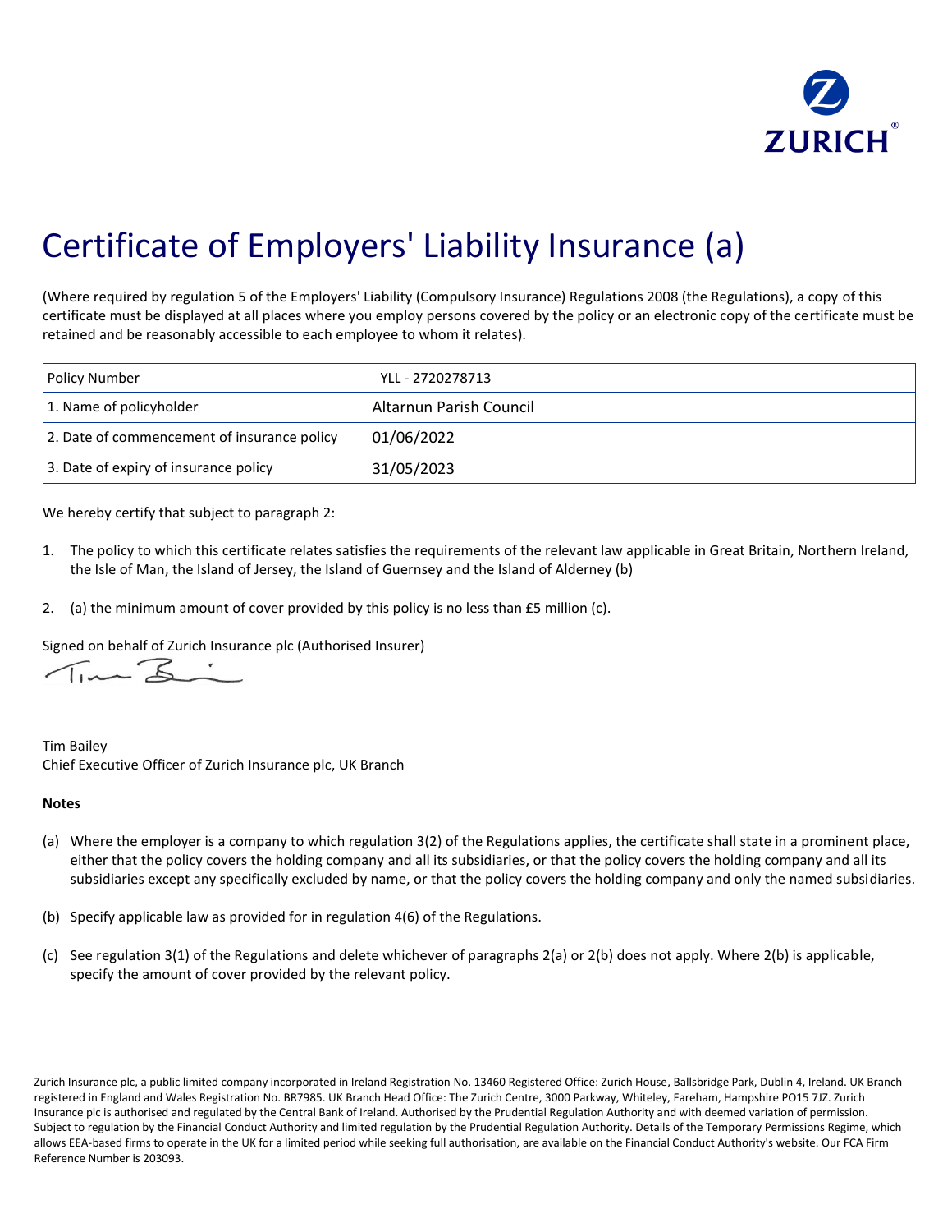ZURICH

# Certificate of Employers' Liability Insurance (a)

(Where required by regulation 5 of the Employers' Liability (Compulsory Insurance) Regulations 2008 (the Regulations), a copy of this certificate must be displayed at all places where you employ persons covered by the policy or an electronic copy of the certificate must be retained and be reasonably accessible to each employee to whom it relates).

| Policy Number | YLL - 2720278713 |
|---|---|
| 1. Name of policyholder | Altarnun Parish Council |
| 2. Date of commencement of insurance policy | 01/06/2022 |
| 3. Date of expiry of insurance policy | 31/05/2023 |

We hereby certify that subject to paragraph 2:

1. The policy to which this certificate relates satisfies the requirements of the relevant law applicable in Great Britain, Northern Ireland, the Isle of Man, the Island of Jersey, the Island of Guernsey and the Island of Alderney (b)

2. (a) the minimum amount of cover provided by this policy is no less than £5 million (c).

Signed on behalf of Zurich Insurance plc (Authorised Insurer)

Tim Bailey
Chief Executive Officer of Zurich Insurance plc, UK Branch

**Notes**

(a) Where the employer is a company to which regulation 3(2) of the Regulations applies, the certificate shall state in a prominent place, either that the policy covers the holding company and all its subsidiaries, or that the policy covers the holding company and all its subsidiaries except any specifically excluded by name, or that the policy covers the holding company and only the named subsidiaries.

(b) Specify applicable law as provided for in regulation 4(6) of the Regulations.

(c) See regulation 3(1) of the Regulations and delete whichever of paragraphs 2(a) or 2(b) does not apply. Where 2(b) is applicable, specify the amount of cover provided by the relevant policy.

Zurich Insurance plc, a public limited company incorporated in Ireland Registration No. 13460 Registered Office: Zurich House, Ballsbridge Park, Dublin 4, Ireland. UK Branch registered in England and Wales Registration No. BR7985. UK Branch Head Office: The Zurich Centre, 3000 Parkway, Whiteley, Fareham, Hampshire PO15 7JZ. Zurich Insurance plc is authorised and regulated by the Central Bank of Ireland. Authorised by the Prudential Regulation Authority and with deemed variation of permission. Subject to regulation by the Financial Conduct Authority and limited regulation by the Prudential Regulation Authority. Details of the Temporary Permissions Regime, which allows EEA-based firms to operate in the UK for a limited period while seeking full authorisation, are available on the Financial Conduct Authority's website. Our FCA Firm Reference Number is 203093.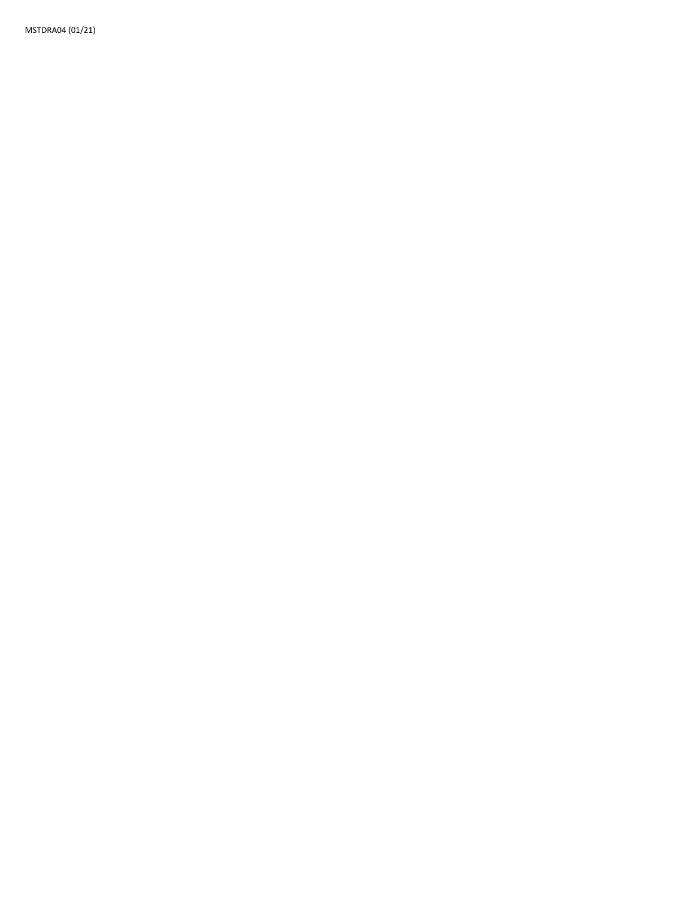MSTDRA04 (01/21)